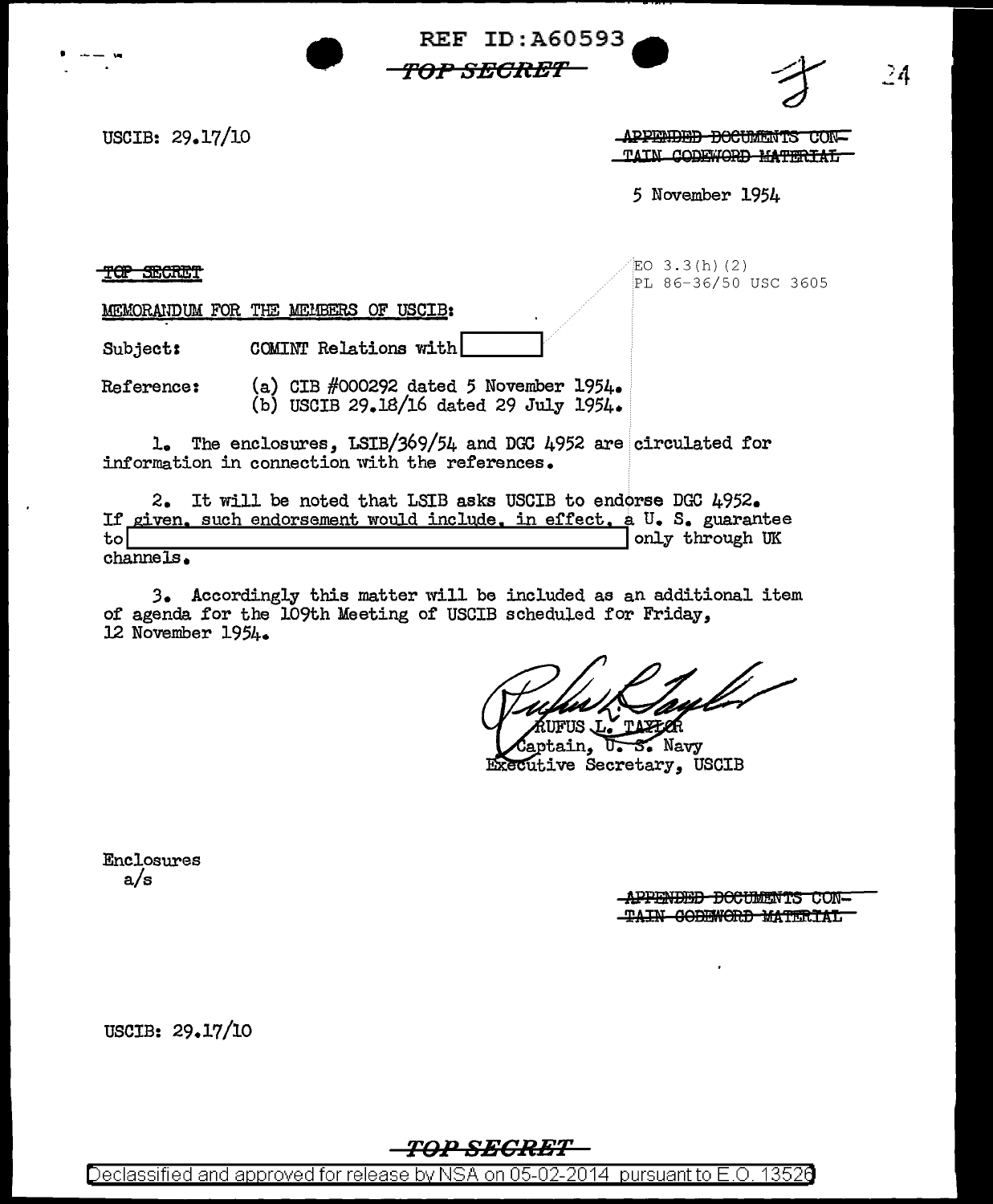REF ID:A60593

~~TOP SECRET~~

USCIB: 29.17/10

~~APPENDED DOCUMENTS CONTAIN CODEWORD MATERIAL~~

5 November 1954

~~TOP SECRET~~

EO 3.3(h)(2)
PL 86-36/50 USC 3605

MEMORANDUM FOR THE MEMBERS OF USCIB:

Subject: COMINT Relations with [REDACTED]

Reference: (a) CIB #000292 dated 5 November 1954.
(b) USCIB 29.18/16 dated 29 July 1954.

1. The enclosures, LSIB/369/54 and DGC 4952 are circulated for information in connection with the references.

2. It will be noted that LSIB asks USCIB to endorse DGC 4952. If given, such endorsement would include, in effect, a U. S. guarantee to [REDACTED] only through UK channels.

3. Accordingly this matter will be included as an additional item of agenda for the 109th Meeting of USCIB scheduled for Friday, 12 November 1954.

RUFUS L. TAYLOR
Captain, U. S. Navy
Executive Secretary, USCIB

Enclosures
a/s

~~APPENDED DOCUMENTS CONTAIN CODEWORD MATERIAL~~

USCIB: 29.17/10

~~TOP SECRET~~

Declassified and approved for release by NSA on 05-02-2014 pursuant to E.O. 13526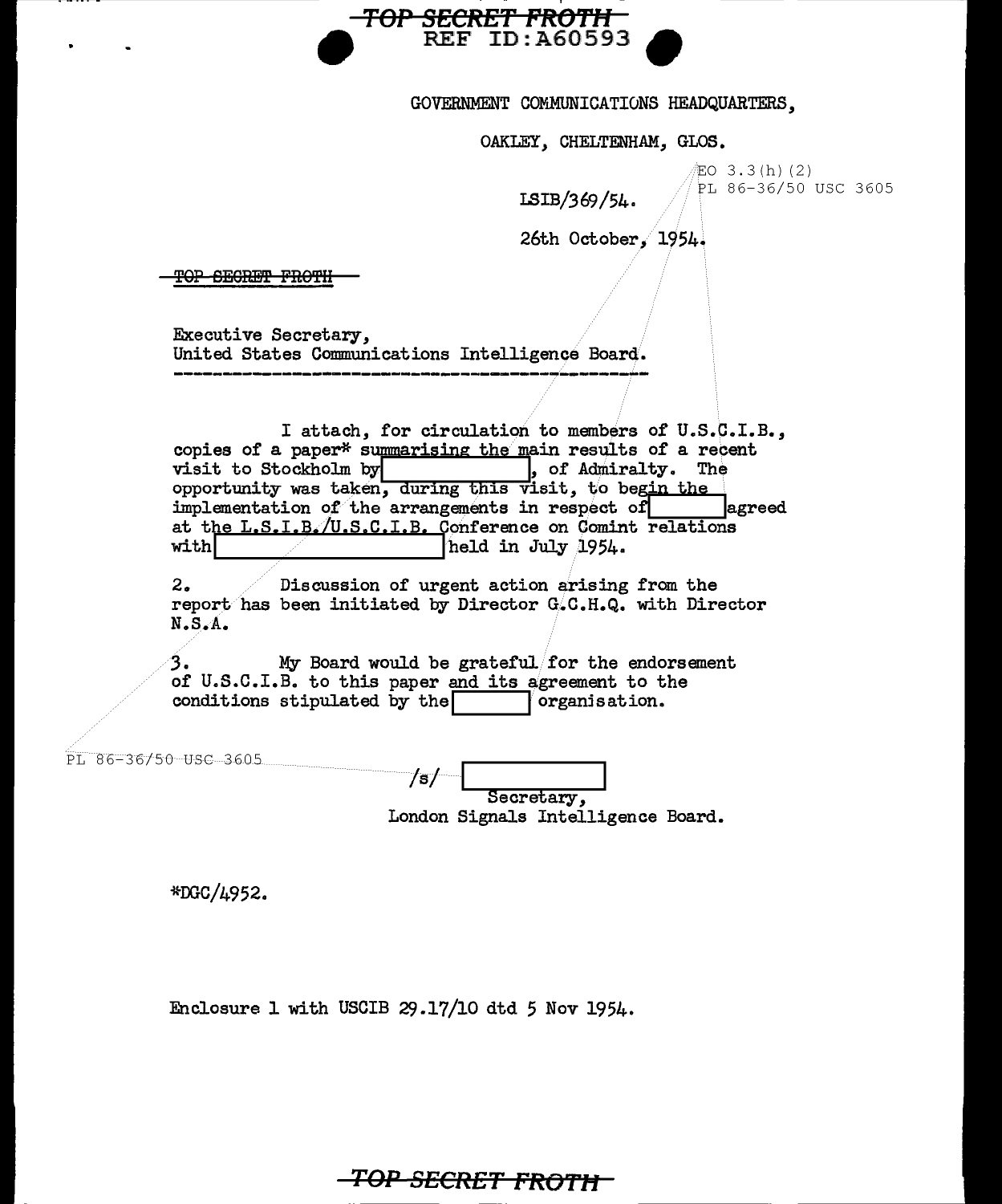TOP SECRET FROTH

REF ID:A60593

GOVERNMENT COMMUNICATIONS HEADQUARTERS,

OAKLEY, CHELTENHAM, GLOS.

EO 3.3(h)(2)
PL 86-36/50 USC 3605

LSIB/369/54.

26th October, 1954.

~~TOP SECRET FROTH~~

Executive Secretary,
United States Communications Intelligence Board.

---

I attach, for circulation to members of U.S.C.I.B., copies of a paper* summarising the main results of a recent visit to Stockholm by [ ], of Admiralty. The opportunity was taken, during this visit, to begin the implementation of the arrangements in respect of [ ] agreed at the L.S.I.B./U.S.C.I.B. Conference on Comint relations with [ ] held in July 1954.

2. Discussion of urgent action arising from the report has been initiated by Director G.C.H.Q. with Director N.S.A.

3. My Board would be grateful for the endorsement of U.S.C.I.B. to this paper and its agreement to the conditions stipulated by the [ ] organisation.

PL 86-36/50 USC 3605

/s/ [ ]
Secretary,
London Signals Intelligence Board.

*DGC/4952.

Enclosure 1 with USCIB 29.17/10 dtd 5 Nov 1954.

TOP SECRET FROTH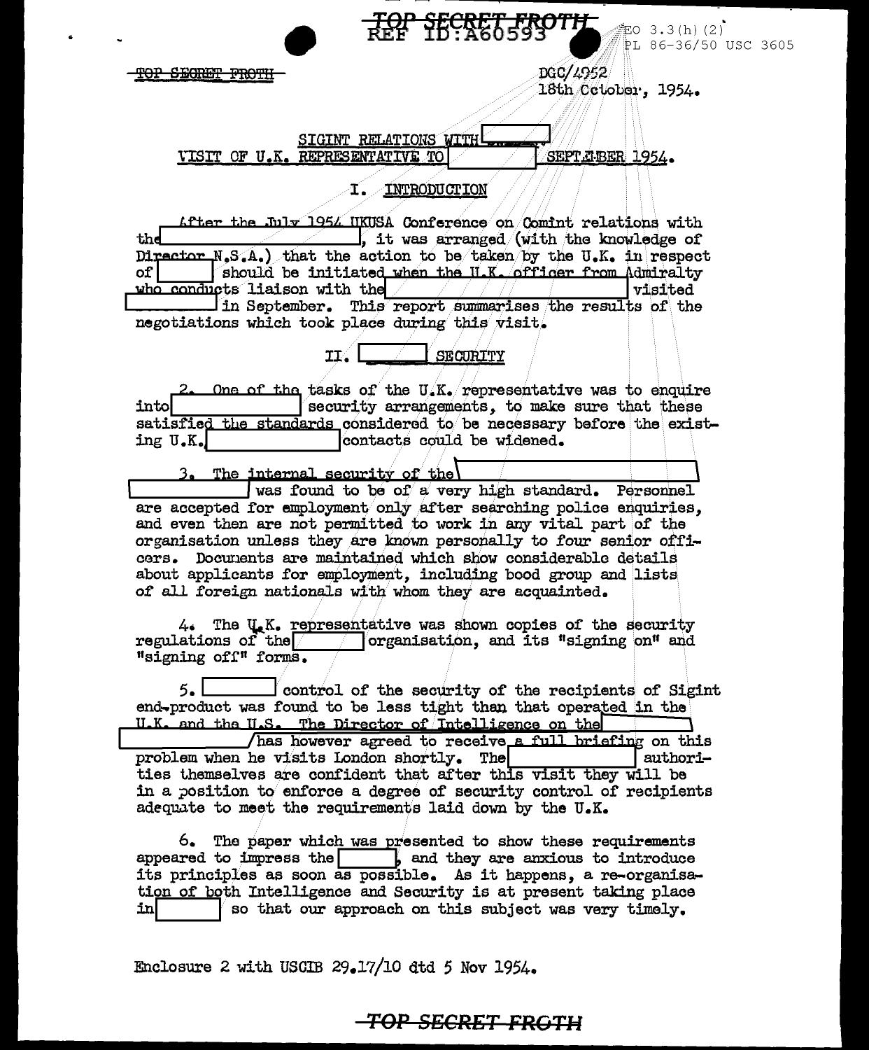~~TOP SECRET FROTH~~

REF ID:A60593

EO 3.3(h)(2)
PL 86-36/50 USC 3605

~~TOP SECRET FROTH~~

DGC/4952
18th October, 1954.

SIGINT RELATIONS WITH [ ]
VISIT OF U.K. REPRESENTATIVE TO [ ] SEPTEMBER 1954.

## I. INTRODUCTION

After the July 1954 UKUSA Conference on Comint relations with the [ ], it was arranged (with the knowledge of Director N.S.A.) that the action to be taken by the U.K. in respect of [ ] should be initiated when the U.K. officer from Admiralty who conducts liaison with the [ ] visited [ ] in September. This report summarises the results of the negotiations which took place during this visit.

## II. [ ] SECURITY

2. One of the tasks of the U.K. representative was to enquire into [ ] security arrangements, to make sure that these satisfied the standards considered to be necessary before the existing U.K. [ ] contacts could be widened.

3. The internal security of the [ ] was found to be of a very high standard. Personnel are accepted for employment only after searching police enquiries, and even then are not permitted to work in any vital part of the organisation unless they are known personally to four senior officers. Documents are maintained which show considerable details about applicants for employment, including bood group and lists of all foreign nationals with whom they are acquainted.

4. The U.K. representative was shown copies of the security regulations of the [ ] organisation, and its "signing on" and "signing off" forms.

5. [ ] control of the security of the recipients of Sigint end-product was found to be less tight than that operated in the U.K. and the U.S. The Director of Intelligence on the [ ] has however agreed to receive a full briefing on this problem when he visits London shortly. The [ ] authorities themselves are confident that after this visit they will be in a position to enforce a degree of security control of recipients adequate to meet the requirements laid down by the U.K.

6. The paper which was presented to show these requirements appeared to impress the [ ], and they are anxious to introduce its principles as soon as possible. As it happens, a re-organisation of both Intelligence and Security is at present taking place in [ ] so that our approach on this subject was very timely.

Enclosure 2 with USCIB 29.17/10 dtd 5 Nov 1954.

~~TOP SECRET FROTH~~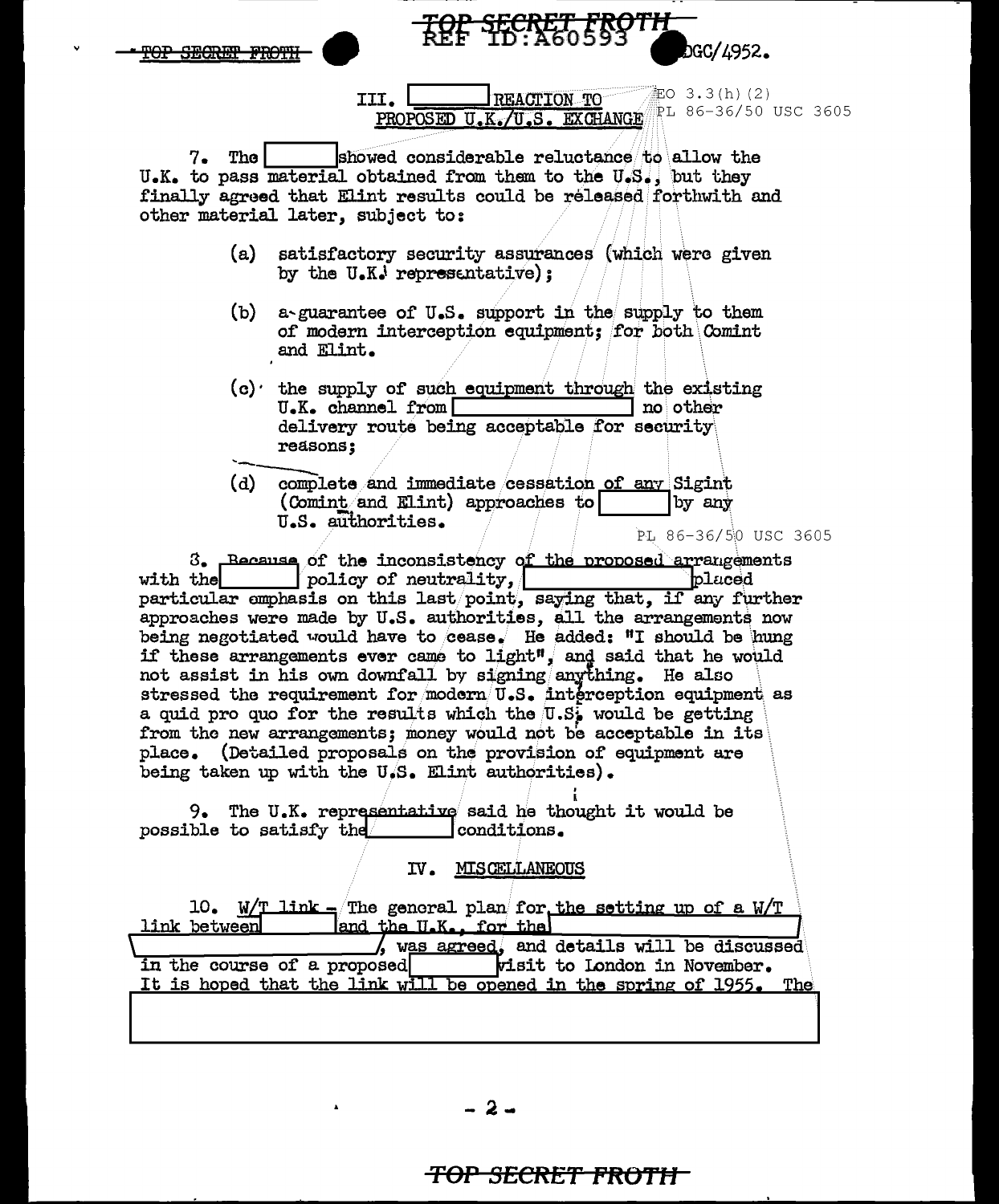## III. [REDACTED] REACTION TO PROPOSED U.K./U.S. EXCHANGE

EO 3.3(h)(2)
PL 86-36/50 USC 3605

7. The [REDACTED] showed considerable reluctance to allow the U.K. to pass material obtained from them to the U.S., but they finally agreed that Elint results could be released forthwith and other material later, subject to:

(a) satisfactory security assurances (which were given by the U.K. representative);

(b) a guarantee of U.S. support in the supply to them of modern interception equipment; for both Comint and Elint.

(c) the supply of such equipment through the existing U.K. channel from [REDACTED] no other delivery route being acceptable for security reasons;

(d) complete and immediate cessation of any Sigint (Comint and Elint) approaches to [REDACTED] by any U.S. authorities.

PL 86-36/50 USC 3605

8. Because of the inconsistency of the proposed arrangements with the [REDACTED] policy of neutrality, [REDACTED] placed particular emphasis on this last point, saying that, if any further approaches were made by U.S. authorities, all the arrangements now being negotiated would have to cease. He added: "I should be hung if these arrangements ever came to light", and said that he would not assist in his own downfall by signing anything. He also stressed the requirement for modern U.S. interception equipment as a quid pro quo for the results which the U.S. would be getting from the new arrangements; money would not be acceptable in its place. (Detailed proposals on the provision of equipment are being taken up with the U.S. Elint authorities).

9. The U.K. representative said he thought it would be possible to satisfy the [REDACTED] conditions.

## IV. MISCELLANEOUS

10. W/T link - The general plan for the setting up of a W/T link between [REDACTED] and the U.K., for the [REDACTED], was agreed, and details will be discussed in the course of a proposed [REDACTED] visit to London in November. It is hoped that the link will be opened in the spring of 1955. The [REDACTED]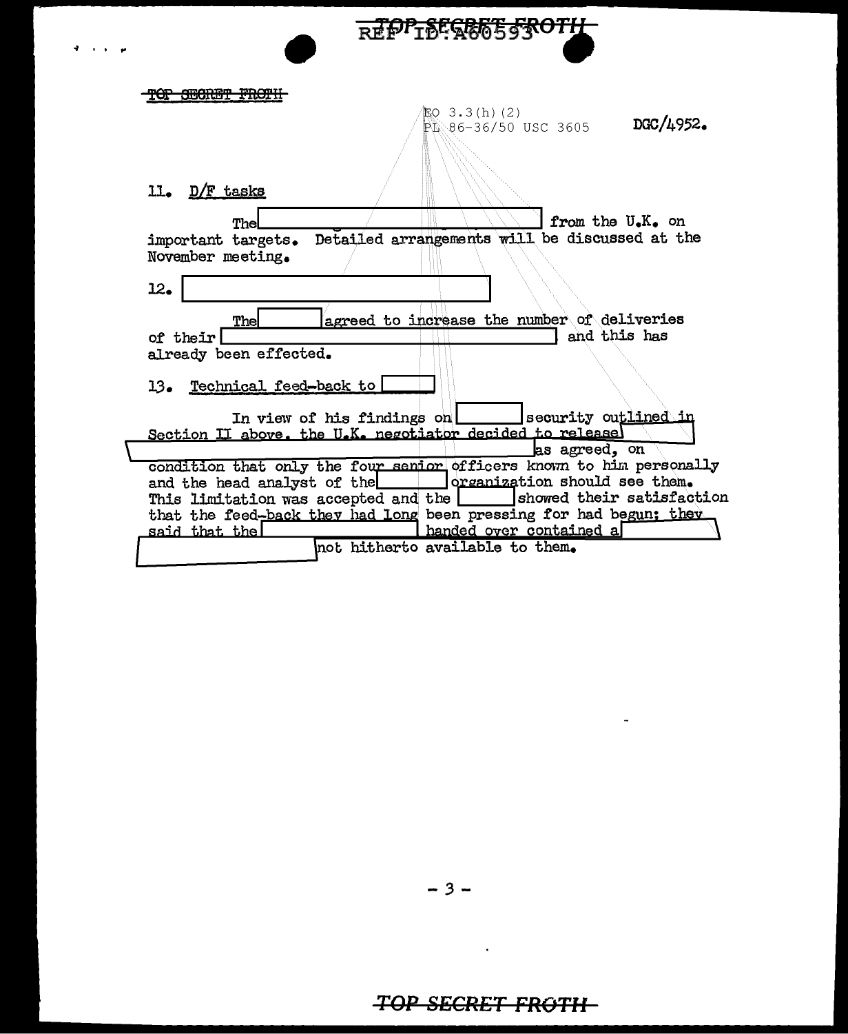TOP SECRET FROTH

EO 3.3(h)(2)
PL 86-36/50 USC 3605

DGC/4952.

11. D/F tasks

The [redacted] from the U.K. on important targets. Detailed arrangements will be discussed at the November meeting.

12. [redacted]

The [redacted] agreed to increase the number of deliveries of their [redacted] and this has already been effected.

13. Technical feed-back to [redacted]

In view of his findings on [redacted] security outlined in Section II above, the U.K. negotiator decided to release [redacted] as agreed, on condition that only the four senior officers known to him personally and the head analyst of the [redacted] organization should see them. This limitation was accepted and the [redacted] showed their satisfaction that the feed-back they had long been pressing for had begun; they said that the [redacted] handed over contained a [redacted] not hitherto available to them.

TOP SECRET FROTH